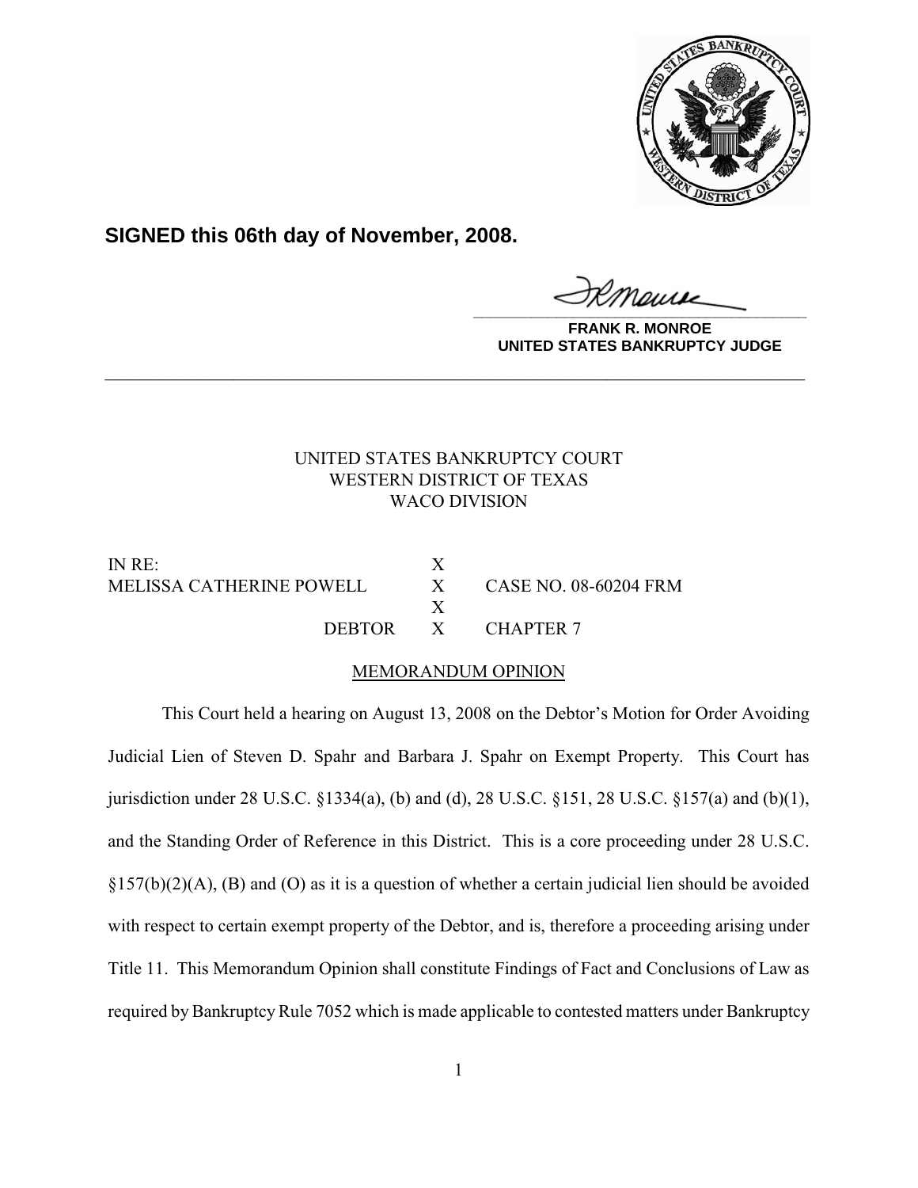**SIGNED this 06th day of November, 2008.**

**FRANK R. MONROE**
**UNITED STATES BANKRUPTCY JUDGE**

---

UNITED STATES BANKRUPTCY COURT
WESTERN DISTRICT OF TEXAS
WACO DIVISION

| | | |
|---|---|---|
| IN RE: | X | |
| MELISSA CATHERINE POWELL | X | CASE NO. 08-60204 FRM |
| | X | |
| DEBTOR | X | CHAPTER 7 |

MEMORANDUM OPINION

This Court held a hearing on August 13, 2008 on the Debtor's Motion for Order Avoiding Judicial Lien of Steven D. Spahr and Barbara J. Spahr on Exempt Property. This Court has jurisdiction under 28 U.S.C. §1334(a), (b) and (d), 28 U.S.C. §151, 28 U.S.C. §157(a) and (b)(1), and the Standing Order of Reference in this District. This is a core proceeding under 28 U.S.C. §157(b)(2)(A), (B) and (O) as it is a question of whether a certain judicial lien should be avoided with respect to certain exempt property of the Debtor, and is, therefore a proceeding arising under Title 11. This Memorandum Opinion shall constitute Findings of Fact and Conclusions of Law as required by Bankruptcy Rule 7052 which is made applicable to contested matters under Bankruptcy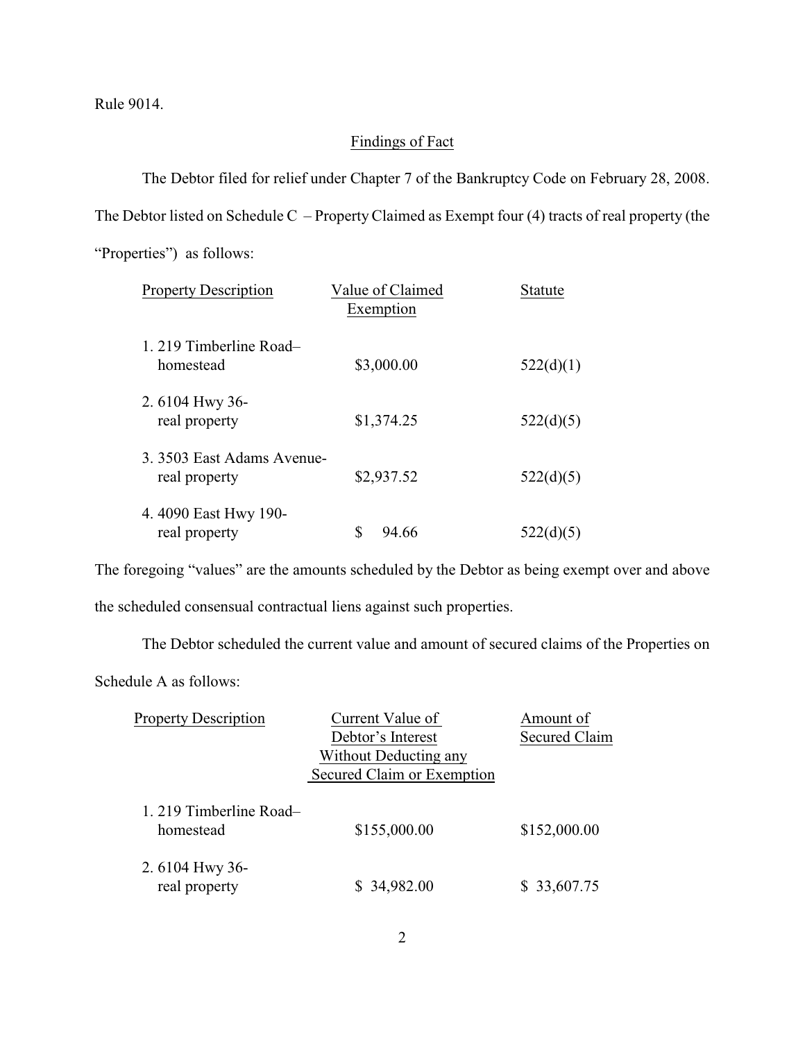Rule 9014.

## Findings of Fact

The Debtor filed for relief under Chapter 7 of the Bankruptcy Code on February 28, 2008. The Debtor listed on Schedule C – Property Claimed as Exempt four (4) tracts of real property (the "Properties") as follows:

| Property Description | Value of Claimed Exemption | Statute |
|---|---|---|
| 1. 219 Timberline Road– homestead | $3,000.00 | 522(d)(1) |
| 2. 6104 Hwy 36- real property | $1,374.25 | 522(d)(5) |
| 3. 3503 East Adams Avenue- real property | $2,937.52 | 522(d)(5) |
| 4. 4090 East Hwy 190- real property | $ 94.66 | 522(d)(5) |

The foregoing "values" are the amounts scheduled by the Debtor as being exempt over and above the scheduled consensual contractual liens against such properties.

The Debtor scheduled the current value and amount of secured claims of the Properties on Schedule A as follows:

| Property Description | Current Value of Debtor's Interest Without Deducting any Secured Claim or Exemption | Amount of Secured Claim |
|---|---|---|
| 1. 219 Timberline Road– homestead | $155,000.00 | $152,000.00 |
| 2. 6104 Hwy 36- real property | $ 34,982.00 | $ 33,607.75 |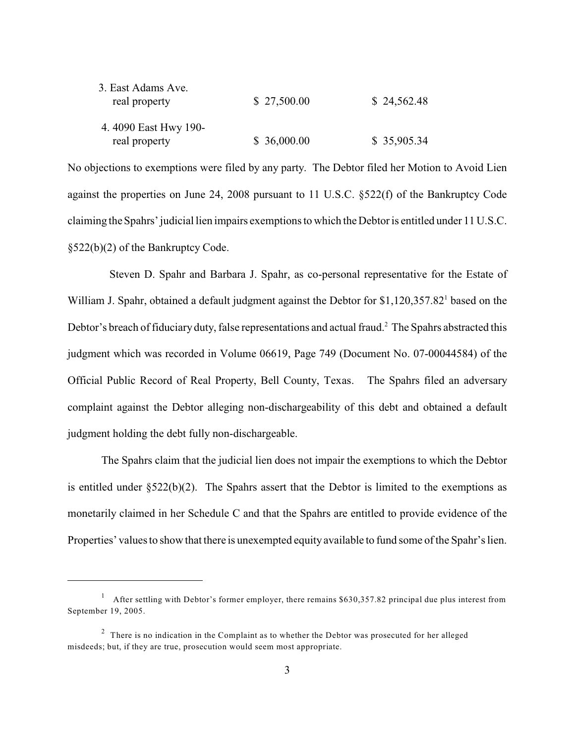| | | |
|---|---|---|
| 3. East Adams Ave. real property | $ 27,500.00 | $ 24,562.48 |
| 4. 4090 East Hwy 190- real property | $ 36,000.00 | $ 35,905.34 |

No objections to exemptions were filed by any party. The Debtor filed her Motion to Avoid Lien against the properties on June 24, 2008 pursuant to 11 U.S.C. §522(f) of the Bankruptcy Code claiming the Spahrs' judicial lien impairs exemptions to which the Debtor is entitled under 11 U.S.C. §522(b)(2) of the Bankruptcy Code.

Steven D. Spahr and Barbara J. Spahr, as co-personal representative for the Estate of William J. Spahr, obtained a default judgment against the Debtor for $1,120,357.82[1] based on the Debtor's breach of fiduciary duty, false representations and actual fraud.[2] The Spahrs abstracted this judgment which was recorded in Volume 06619, Page 749 (Document No. 07-00044584) of the Official Public Record of Real Property, Bell County, Texas. The Spahrs filed an adversary complaint against the Debtor alleging non-dischargeability of this debt and obtained a default judgment holding the debt fully non-dischargeable.

The Spahrs claim that the judicial lien does not impair the exemptions to which the Debtor is entitled under §522(b)(2). The Spahrs assert that the Debtor is limited to the exemptions as monetarily claimed in her Schedule C and that the Spahrs are entitled to provide evidence of the Properties' values to show that there is unexempted equity available to fund some of the Spahr's lien.

---

[1] After settling with Debtor's former employer, there remains $630,357.82 principal due plus interest from September 19, 2005.

[2] There is no indication in the Complaint as to whether the Debtor was prosecuted for her alleged misdeeds; but, if they are true, prosecution would seem most appropriate.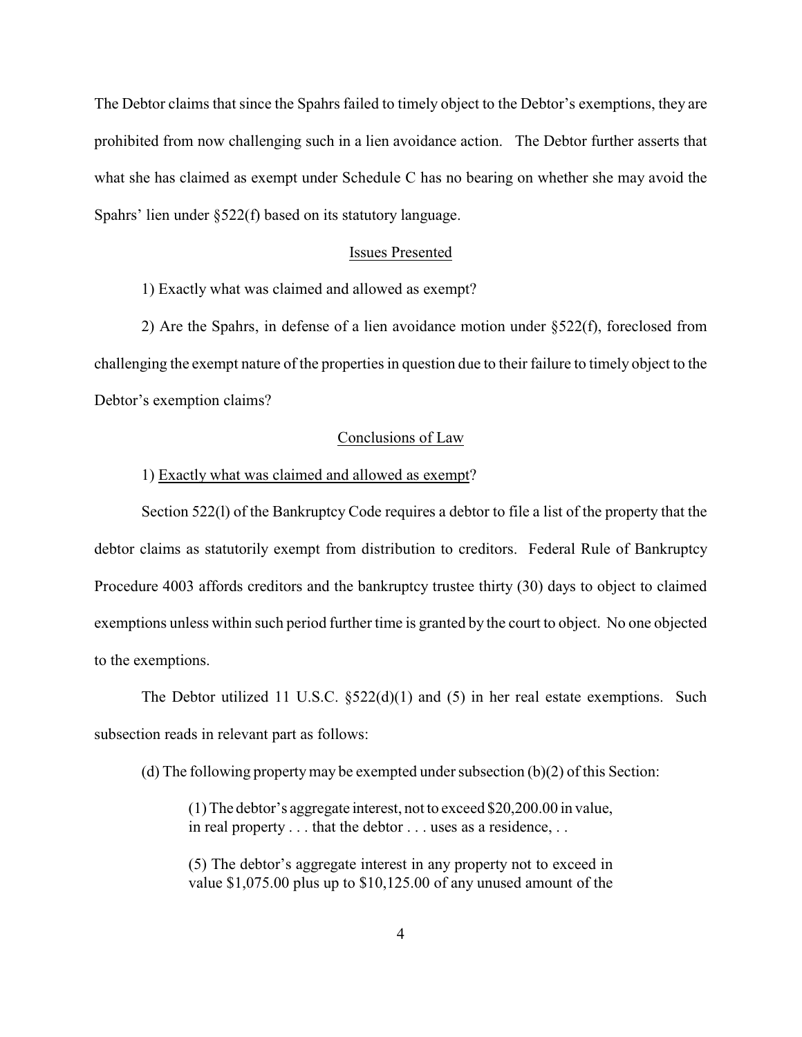The Debtor claims that since the Spahrs failed to timely object to the Debtor's exemptions, they are prohibited from now challenging such in a lien avoidance action. The Debtor further asserts that what she has claimed as exempt under Schedule C has no bearing on whether she may avoid the Spahrs' lien under §522(f) based on its statutory language.

## Issues Presented

1) Exactly what was claimed and allowed as exempt?

2) Are the Spahrs, in defense of a lien avoidance motion under §522(f), foreclosed from challenging the exempt nature of the properties in question due to their failure to timely object to the Debtor's exemption claims?

## Conclusions of Law

1) Exactly what was claimed and allowed as exempt?

Section 522(l) of the Bankruptcy Code requires a debtor to file a list of the property that the debtor claims as statutorily exempt from distribution to creditors. Federal Rule of Bankruptcy Procedure 4003 affords creditors and the bankruptcy trustee thirty (30) days to object to claimed exemptions unless within such period further time is granted by the court to object. No one objected to the exemptions.

The Debtor utilized 11 U.S.C. §522(d)(1) and (5) in her real estate exemptions. Such subsection reads in relevant part as follows:

> (d) The following property may be exempted under subsection (b)(2) of this Section:
>
> > (1) The debtor's aggregate interest, not to exceed $20,200.00 in value, in real property . . . that the debtor . . . uses as a residence, . .
> >
> > (5) The debtor's aggregate interest in any property not to exceed in value $1,075.00 plus up to $10,125.00 of any unused amount of the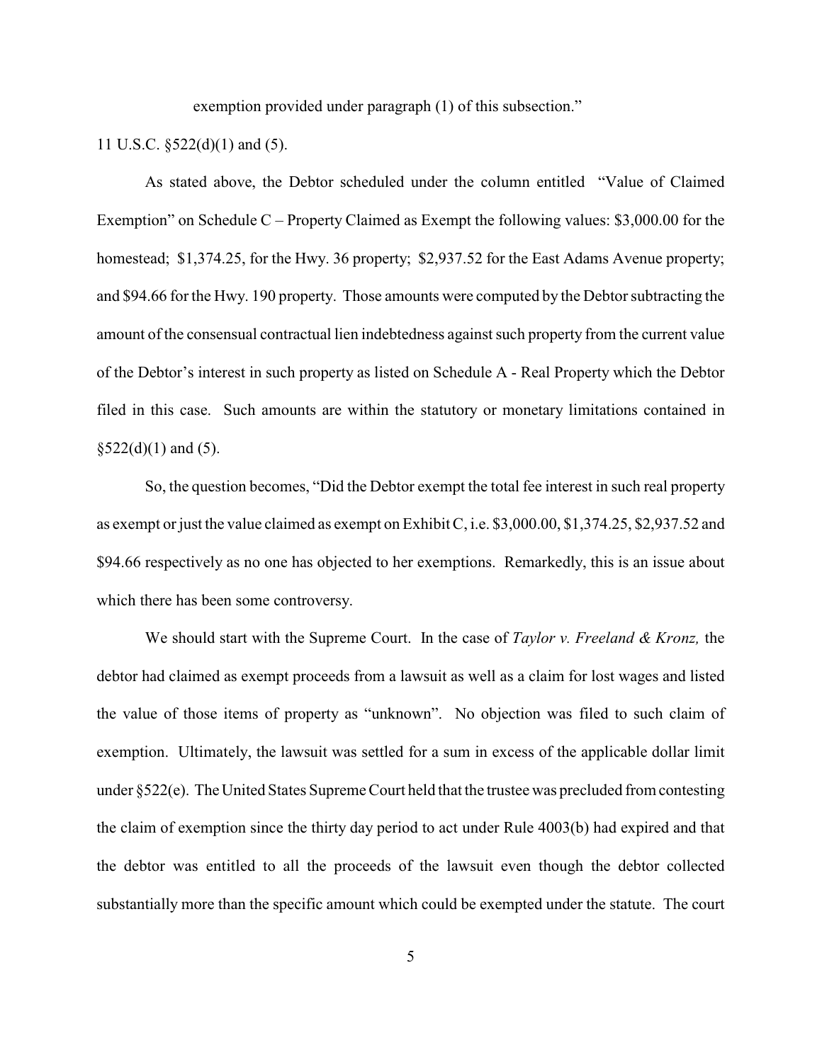exemption provided under paragraph (1) of this subsection."

11 U.S.C. §522(d)(1) and (5).

As stated above, the Debtor scheduled under the column entitled "Value of Claimed Exemption" on Schedule C – Property Claimed as Exempt the following values: $3,000.00 for the homestead; $1,374.25, for the Hwy. 36 property; $2,937.52 for the East Adams Avenue property; and $94.66 for the Hwy. 190 property. Those amounts were computed by the Debtor subtracting the amount of the consensual contractual lien indebtedness against such property from the current value of the Debtor's interest in such property as listed on Schedule A - Real Property which the Debtor filed in this case. Such amounts are within the statutory or monetary limitations contained in §522(d)(1) and (5).

So, the question becomes, "Did the Debtor exempt the total fee interest in such real property as exempt or just the value claimed as exempt on Exhibit C, i.e. $3,000.00, $1,374.25, $2,937.52 and $94.66 respectively as no one has objected to her exemptions. Remarkedly, this is an issue about which there has been some controversy.

We should start with the Supreme Court. In the case of *Taylor v. Freeland & Kronz,* the debtor had claimed as exempt proceeds from a lawsuit as well as a claim for lost wages and listed the value of those items of property as "unknown". No objection was filed to such claim of exemption. Ultimately, the lawsuit was settled for a sum in excess of the applicable dollar limit under §522(e). The United States Supreme Court held that the trustee was precluded from contesting the claim of exemption since the thirty day period to act under Rule 4003(b) had expired and that the debtor was entitled to all the proceeds of the lawsuit even though the debtor collected substantially more than the specific amount which could be exempted under the statute. The court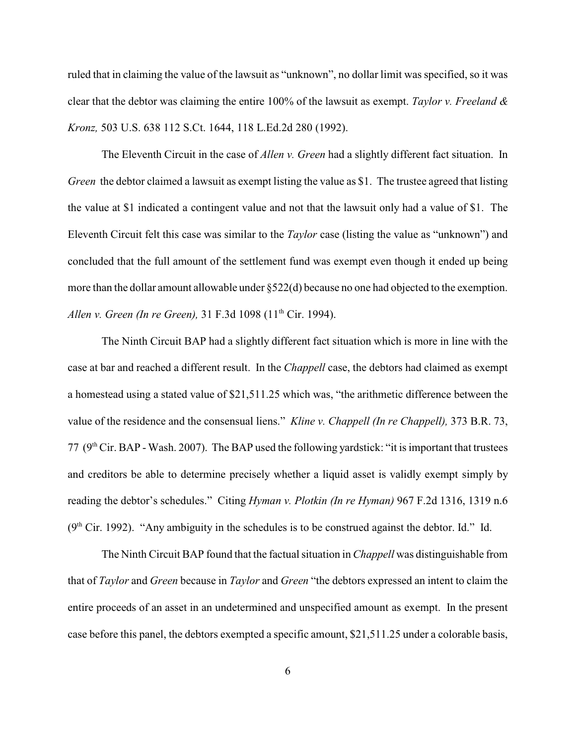ruled that in claiming the value of the lawsuit as "unknown", no dollar limit was specified, so it was clear that the debtor was claiming the entire 100% of the lawsuit as exempt. *Taylor v. Freeland & Kronz,* 503 U.S. 638 112 S.Ct. 1644, 118 L.Ed.2d 280 (1992).

The Eleventh Circuit in the case of *Allen v. Green* had a slightly different fact situation. In *Green* the debtor claimed a lawsuit as exempt listing the value as $1. The trustee agreed that listing the value at $1 indicated a contingent value and not that the lawsuit only had a value of $1. The Eleventh Circuit felt this case was similar to the *Taylor* case (listing the value as "unknown") and concluded that the full amount of the settlement fund was exempt even though it ended up being more than the dollar amount allowable under §522(d) because no one had objected to the exemption. *Allen v. Green (In re Green),* 31 F.3d 1098 (11th Cir. 1994).

The Ninth Circuit BAP had a slightly different fact situation which is more in line with the case at bar and reached a different result. In the *Chappell* case, the debtors had claimed as exempt a homestead using a stated value of $21,511.25 which was, "the arithmetic difference between the value of the residence and the consensual liens." *Kline v. Chappell (In re Chappell),* 373 B.R. 73, 77 (9th Cir. BAP - Wash. 2007). The BAP used the following yardstick: "it is important that trustees and creditors be able to determine precisely whether a liquid asset is validly exempt simply by reading the debtor's schedules." Citing *Hyman v. Plotkin (In re Hyman)* 967 F.2d 1316, 1319 n.6 (9th Cir. 1992). "Any ambiguity in the schedules is to be construed against the debtor. Id." Id.

The Ninth Circuit BAP found that the factual situation in *Chappell* was distinguishable from that of *Taylor* and *Green* because in *Taylor* and *Green* "the debtors expressed an intent to claim the entire proceeds of an asset in an undetermined and unspecified amount as exempt. In the present case before this panel, the debtors exempted a specific amount, $21,511.25 under a colorable basis,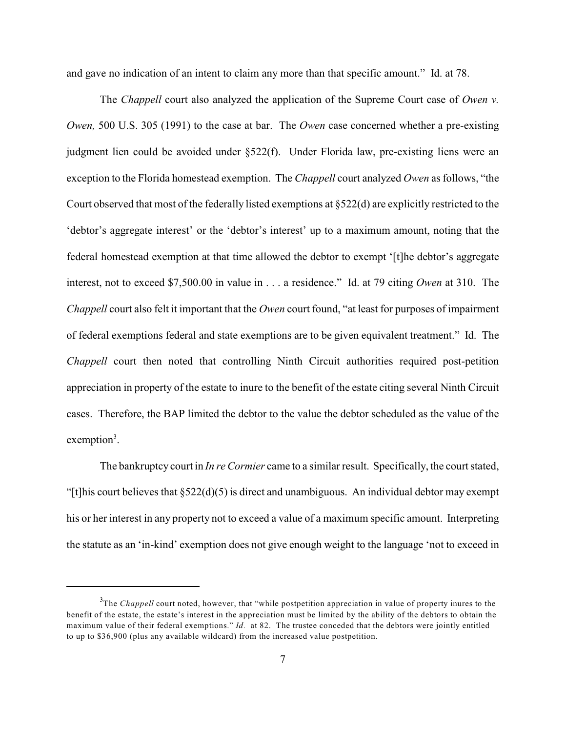and gave no indication of an intent to claim any more than that specific amount." Id. at 78.

The *Chappell* court also analyzed the application of the Supreme Court case of *Owen v. Owen,* 500 U.S. 305 (1991) to the case at bar. The *Owen* case concerned whether a pre-existing judgment lien could be avoided under §522(f). Under Florida law, pre-existing liens were an exception to the Florida homestead exemption. The *Chappell* court analyzed *Owen* as follows, "the Court observed that most of the federally listed exemptions at §522(d) are explicitly restricted to the 'debtor's aggregate interest' or the 'debtor's interest' up to a maximum amount, noting that the federal homestead exemption at that time allowed the debtor to exempt '[t]he debtor's aggregate interest, not to exceed $7,500.00 in value in . . . a residence." Id. at 79 citing *Owen* at 310. The *Chappell* court also felt it important that the *Owen* court found, "at least for purposes of impairment of federal exemptions federal and state exemptions are to be given equivalent treatment." Id. The *Chappell* court then noted that controlling Ninth Circuit authorities required post-petition appreciation in property of the estate to inure to the benefit of the estate citing several Ninth Circuit cases. Therefore, the BAP limited the debtor to the value the debtor scheduled as the value of the exemption[3].

The bankruptcy court in *In re Cormier* came to a similar result. Specifically, the court stated, "[t]his court believes that §522(d)(5) is direct and unambiguous. An individual debtor may exempt his or her interest in any property not to exceed a value of a maximum specific amount. Interpreting the statute as an 'in-kind' exemption does not give enough weight to the language 'not to exceed in

[3]The *Chappell* court noted, however, that "while postpetition appreciation in value of property inures to the benefit of the estate, the estate's interest in the appreciation must be limited by the ability of the debtors to obtain the maximum value of their federal exemptions." *Id.* at 82. The trustee conceded that the debtors were jointly entitled to up to $36,900 (plus any available wildcard) from the increased value postpetition.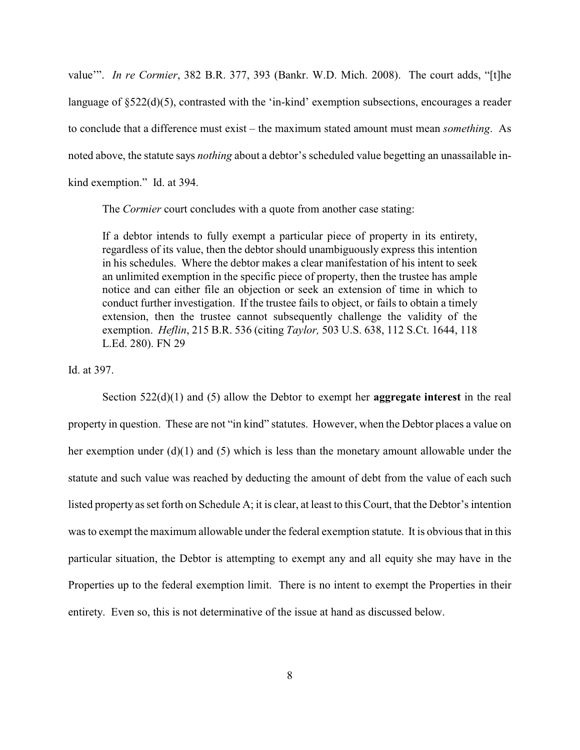value'". *In re Cormier*, 382 B.R. 377, 393 (Bankr. W.D. Mich. 2008). The court adds, "[t]he language of §522(d)(5), contrasted with the 'in-kind' exemption subsections, encourages a reader to conclude that a difference must exist – the maximum stated amount must mean *something*. As noted above, the statute says *nothing* about a debtor's scheduled value begetting an unassailable in-kind exemption." Id. at 394.

The *Cormier* court concludes with a quote from another case stating:

> If a debtor intends to fully exempt a particular piece of property in its entirety, regardless of its value, then the debtor should unambiguously express this intention in his schedules. Where the debtor makes a clear manifestation of his intent to seek an unlimited exemption in the specific piece of property, then the trustee has ample notice and can either file an objection or seek an extension of time in which to conduct further investigation. If the trustee fails to object, or fails to obtain a timely extension, then the trustee cannot subsequently challenge the validity of the exemption. *Heflin*, 215 B.R. 536 (citing *Taylor,* 503 U.S. 638, 112 S.Ct. 1644, 118 L.Ed. 280). FN 29

Id. at 397.

Section 522(d)(1) and (5) allow the Debtor to exempt her **aggregate interest** in the real property in question. These are not "in kind" statutes. However, when the Debtor places a value on her exemption under (d)(1) and (5) which is less than the monetary amount allowable under the statute and such value was reached by deducting the amount of debt from the value of each such listed property as set forth on Schedule A; it is clear, at least to this Court, that the Debtor's intention was to exempt the maximum allowable under the federal exemption statute. It is obvious that in this particular situation, the Debtor is attempting to exempt any and all equity she may have in the Properties up to the federal exemption limit. There is no intent to exempt the Properties in their entirety. Even so, this is not determinative of the issue at hand as discussed below.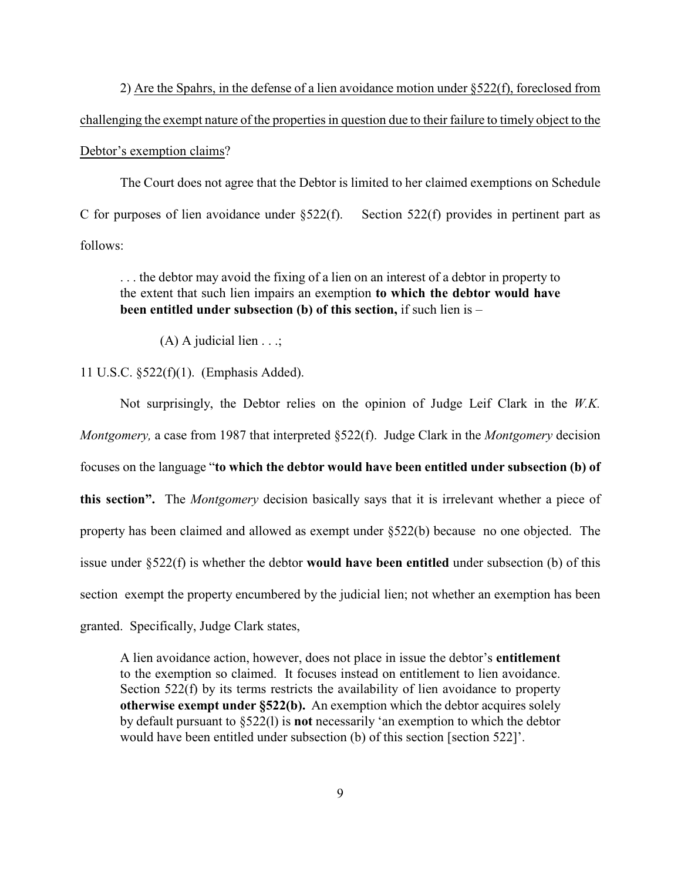2) <u>Are the Spahrs, in the defense of a lien avoidance motion under §522(f), foreclosed from challenging the exempt nature of the properties in question due to their failure to timely object to the Debtor's exemption claims</u>?

The Court does not agree that the Debtor is limited to her claimed exemptions on Schedule C for purposes of lien avoidance under §522(f). Section 522(f) provides in pertinent part as follows:

> . . . the debtor may avoid the fixing of a lien on an interest of a debtor in property to the extent that such lien impairs an exemption **to which the debtor would have been entitled under subsection (b) of this section,** if such lien is –
>
> (A) A judicial lien . . .;

11 U.S.C. §522(f)(1). (Emphasis Added).

Not surprisingly, the Debtor relies on the opinion of Judge Leif Clark in the *W.K. Montgomery,* a case from 1987 that interpreted §522(f). Judge Clark in the *Montgomery* decision focuses on the language "**to which the debtor would have been entitled under subsection (b) of this section".** The *Montgomery* decision basically says that it is irrelevant whether a piece of property has been claimed and allowed as exempt under §522(b) because no one objected. The issue under §522(f) is whether the debtor **would have been entitled** under subsection (b) of this section exempt the property encumbered by the judicial lien; not whether an exemption has been granted. Specifically, Judge Clark states,

> A lien avoidance action, however, does not place in issue the debtor's **entitlement** to the exemption so claimed. It focuses instead on entitlement to lien avoidance. Section 522(f) by its terms restricts the availability of lien avoidance to property **otherwise exempt under §522(b).** An exemption which the debtor acquires solely by default pursuant to §522(l) is **not** necessarily 'an exemption to which the debtor would have been entitled under subsection (b) of this section [section 522]'.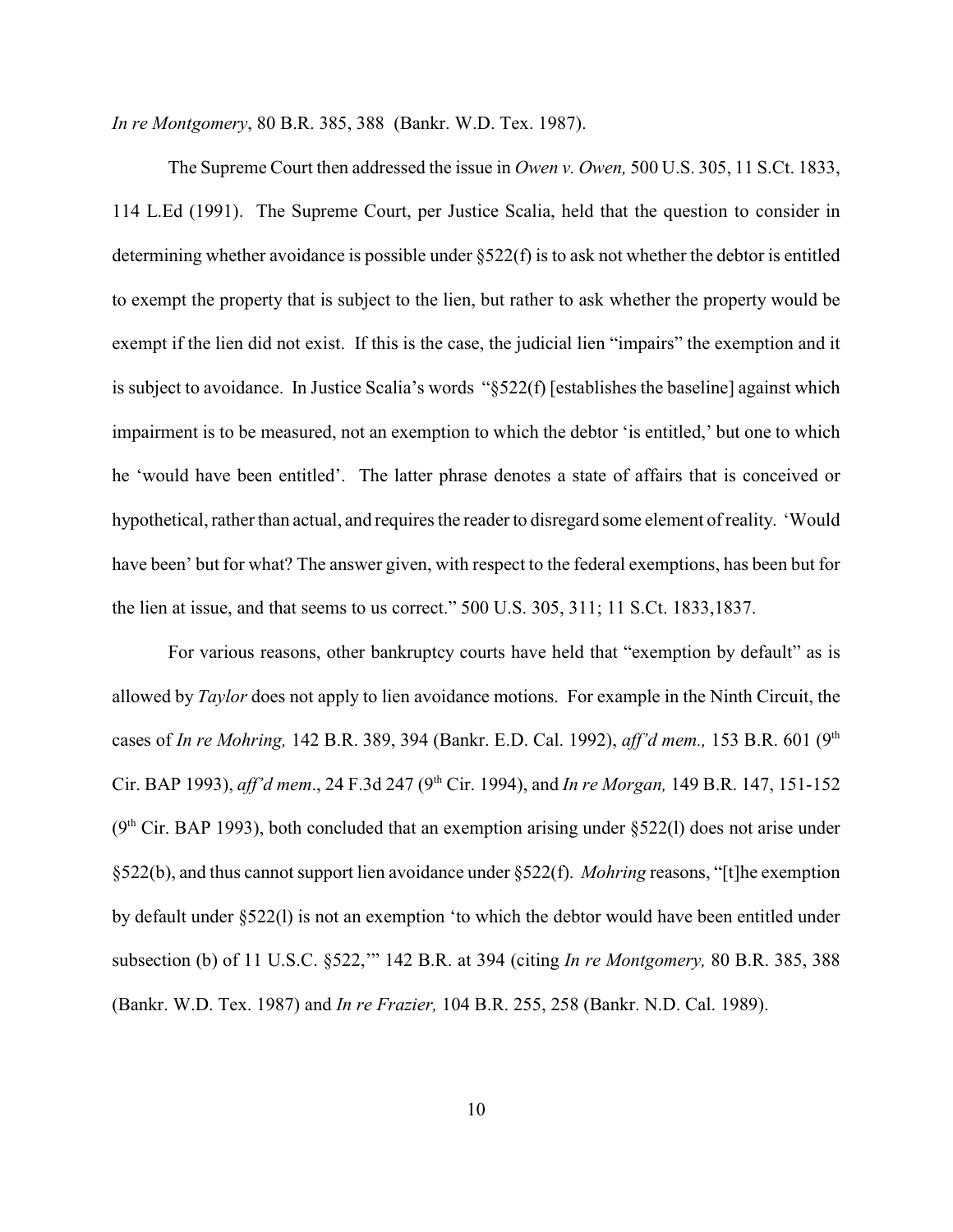*In re Montgomery*, 80 B.R. 385, 388 (Bankr. W.D. Tex. 1987).

The Supreme Court then addressed the issue in *Owen v. Owen,* 500 U.S. 305, 11 S.Ct. 1833, 114 L.Ed (1991). The Supreme Court, per Justice Scalia, held that the question to consider in determining whether avoidance is possible under §522(f) is to ask not whether the debtor is entitled to exempt the property that is subject to the lien, but rather to ask whether the property would be exempt if the lien did not exist. If this is the case, the judicial lien "impairs" the exemption and it is subject to avoidance. In Justice Scalia's words "§522(f) [establishes the baseline] against which impairment is to be measured, not an exemption to which the debtor 'is entitled,' but one to which he 'would have been entitled'. The latter phrase denotes a state of affairs that is conceived or hypothetical, rather than actual, and requires the reader to disregard some element of reality. 'Would have been' but for what? The answer given, with respect to the federal exemptions, has been but for the lien at issue, and that seems to us correct." 500 U.S. 305, 311; 11 S.Ct. 1833,1837.

For various reasons, other bankruptcy courts have held that "exemption by default" as is allowed by *Taylor* does not apply to lien avoidance motions. For example in the Ninth Circuit, the cases of *In re Mohring,* 142 B.R. 389, 394 (Bankr. E.D. Cal. 1992), *aff'd mem.,* 153 B.R. 601 (9th Cir. BAP 1993), *aff'd mem*., 24 F.3d 247 (9th Cir. 1994), and *In re Morgan,* 149 B.R. 147, 151-152 (9th Cir. BAP 1993), both concluded that an exemption arising under §522(l) does not arise under §522(b), and thus cannot support lien avoidance under §522(f). *Mohring* reasons, "[t]he exemption by default under §522(l) is not an exemption 'to which the debtor would have been entitled under subsection (b) of 11 U.S.C. §522,'" 142 B.R. at 394 (citing *In re Montgomery,* 80 B.R. 385, 388 (Bankr. W.D. Tex. 1987) and *In re Frazier,* 104 B.R. 255, 258 (Bankr. N.D. Cal. 1989).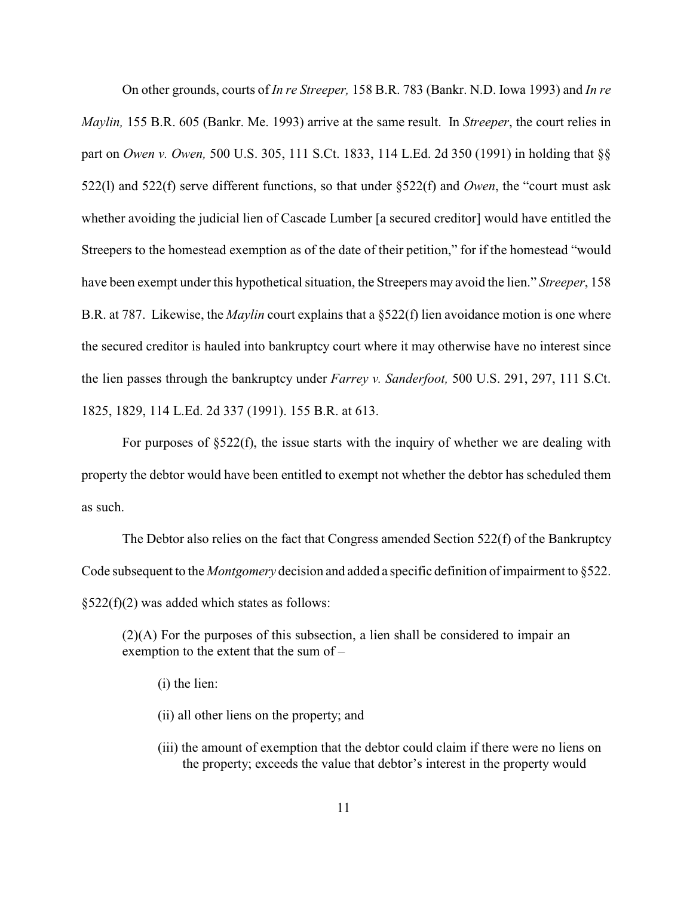On other grounds, courts of *In re Streeper,* 158 B.R. 783 (Bankr. N.D. Iowa 1993) and *In re Maylin,* 155 B.R. 605 (Bankr. Me. 1993) arrive at the same result. In *Streeper*, the court relies in part on *Owen v. Owen,* 500 U.S. 305, 111 S.Ct. 1833, 114 L.Ed. 2d 350 (1991) in holding that §§ 522(l) and 522(f) serve different functions, so that under §522(f) and *Owen*, the "court must ask whether avoiding the judicial lien of Cascade Lumber [a secured creditor] would have entitled the Streepers to the homestead exemption as of the date of their petition," for if the homestead "would have been exempt under this hypothetical situation, the Streepers may avoid the lien." *Streeper*, 158 B.R. at 787. Likewise, the *Maylin* court explains that a §522(f) lien avoidance motion is one where the secured creditor is hauled into bankruptcy court where it may otherwise have no interest since the lien passes through the bankruptcy under *Farrey v. Sanderfoot,* 500 U.S. 291, 297, 111 S.Ct. 1825, 1829, 114 L.Ed. 2d 337 (1991). 155 B.R. at 613.

For purposes of §522(f), the issue starts with the inquiry of whether we are dealing with property the debtor would have been entitled to exempt not whether the debtor has scheduled them as such.

The Debtor also relies on the fact that Congress amended Section 522(f) of the Bankruptcy Code subsequent to the *Montgomery* decision and added a specific definition of impairment to §522. §522(f)(2) was added which states as follows:

> (2)(A) For the purposes of this subsection, a lien shall be considered to impair an exemption to the extent that the sum of –
>
> (i) the lien:
>
> (ii) all other liens on the property; and
>
> (iii) the amount of exemption that the debtor could claim if there were no liens on the property; exceeds the value that debtor's interest in the property would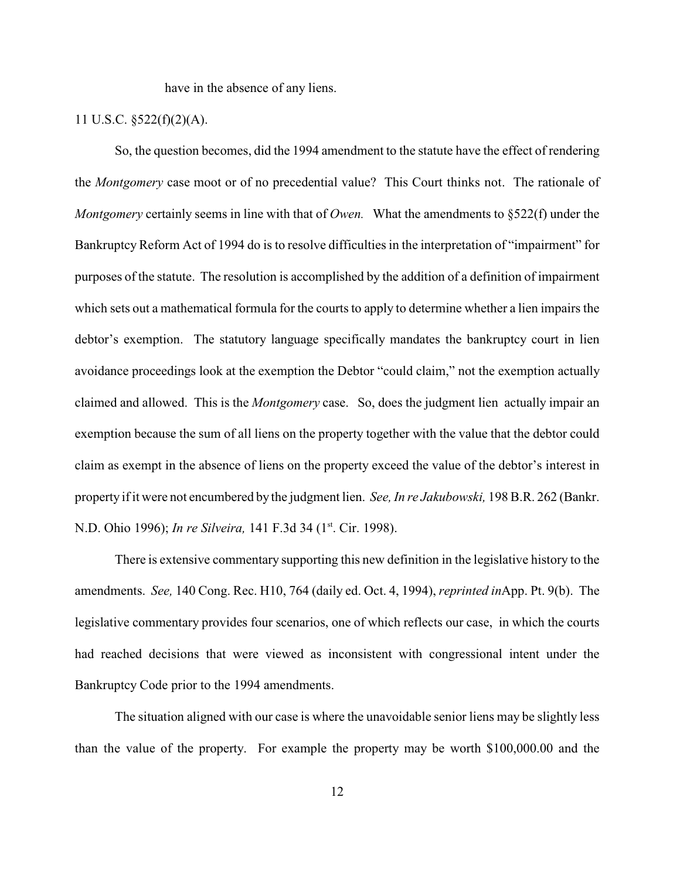have in the absence of any liens.

11 U.S.C. §522(f)(2)(A).

So, the question becomes, did the 1994 amendment to the statute have the effect of rendering the *Montgomery* case moot or of no precedential value? This Court thinks not. The rationale of *Montgomery* certainly seems in line with that of *Owen.* What the amendments to §522(f) under the Bankruptcy Reform Act of 1994 do is to resolve difficulties in the interpretation of "impairment" for purposes of the statute. The resolution is accomplished by the addition of a definition of impairment which sets out a mathematical formula for the courts to apply to determine whether a lien impairs the debtor's exemption. The statutory language specifically mandates the bankruptcy court in lien avoidance proceedings look at the exemption the Debtor "could claim," not the exemption actually claimed and allowed. This is the *Montgomery* case. So, does the judgment lien actually impair an exemption because the sum of all liens on the property together with the value that the debtor could claim as exempt in the absence of liens on the property exceed the value of the debtor's interest in property if it were not encumbered by the judgment lien. *See, In re Jakubowski,* 198 B.R. 262 (Bankr. N.D. Ohio 1996); *In re Silveira,* 141 F.3d 34 (1st. Cir. 1998).

There is extensive commentary supporting this new definition in the legislative history to the amendments. *See,* 140 Cong. Rec. H10, 764 (daily ed. Oct. 4, 1994), *reprinted in*App. Pt. 9(b). The legislative commentary provides four scenarios, one of which reflects our case, in which the courts had reached decisions that were viewed as inconsistent with congressional intent under the Bankruptcy Code prior to the 1994 amendments.

The situation aligned with our case is where the unavoidable senior liens may be slightly less than the value of the property. For example the property may be worth $100,000.00 and the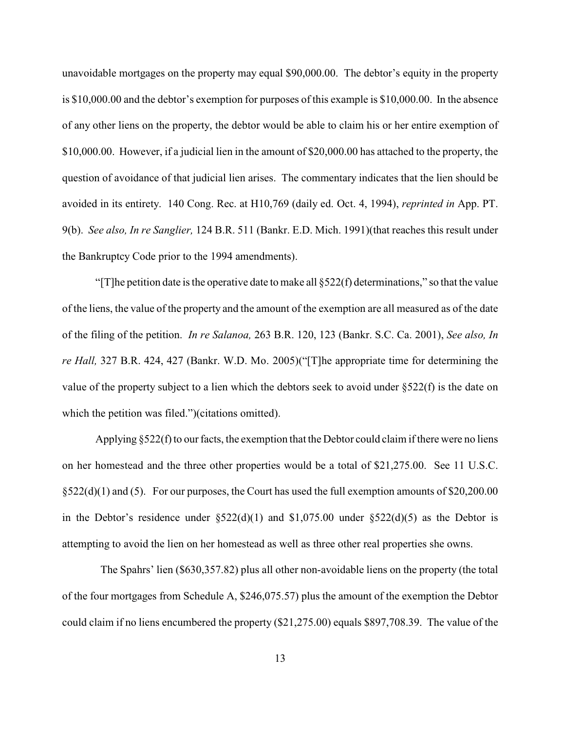unavoidable mortgages on the property may equal \$90,000.00. The debtor's equity in the property is \$10,000.00 and the debtor's exemption for purposes of this example is \$10,000.00. In the absence of any other liens on the property, the debtor would be able to claim his or her entire exemption of \$10,000.00. However, if a judicial lien in the amount of \$20,000.00 has attached to the property, the question of avoidance of that judicial lien arises. The commentary indicates that the lien should be avoided in its entirety. 140 Cong. Rec. at H10,769 (daily ed. Oct. 4, 1994), *reprinted in* App. PT. 9(b). *See also, In re Sanglier,* 124 B.R. 511 (Bankr. E.D. Mich. 1991)(that reaches this result under the Bankruptcy Code prior to the 1994 amendments).

"[T]he petition date is the operative date to make all §522(f) determinations," so that the value of the liens, the value of the property and the amount of the exemption are all measured as of the date of the filing of the petition. *In re Salanoa,* 263 B.R. 120, 123 (Bankr. S.C. Ca. 2001), *See also, In re Hall,* 327 B.R. 424, 427 (Bankr. W.D. Mo. 2005)("[T]he appropriate time for determining the value of the property subject to a lien which the debtors seek to avoid under §522(f) is the date on which the petition was filed.")(citations omitted).

Applying §522(f) to our facts, the exemption that the Debtor could claim if there were no liens on her homestead and the three other properties would be a total of \$21,275.00. See 11 U.S.C. §522(d)(1) and (5). For our purposes, the Court has used the full exemption amounts of \$20,200.00 in the Debtor's residence under §522(d)(1) and \$1,075.00 under §522(d)(5) as the Debtor is attempting to avoid the lien on her homestead as well as three other real properties she owns.

The Spahrs' lien (\$630,357.82) plus all other non-avoidable liens on the property (the total of the four mortgages from Schedule A, \$246,075.57) plus the amount of the exemption the Debtor could claim if no liens encumbered the property (\$21,275.00) equals \$897,708.39. The value of the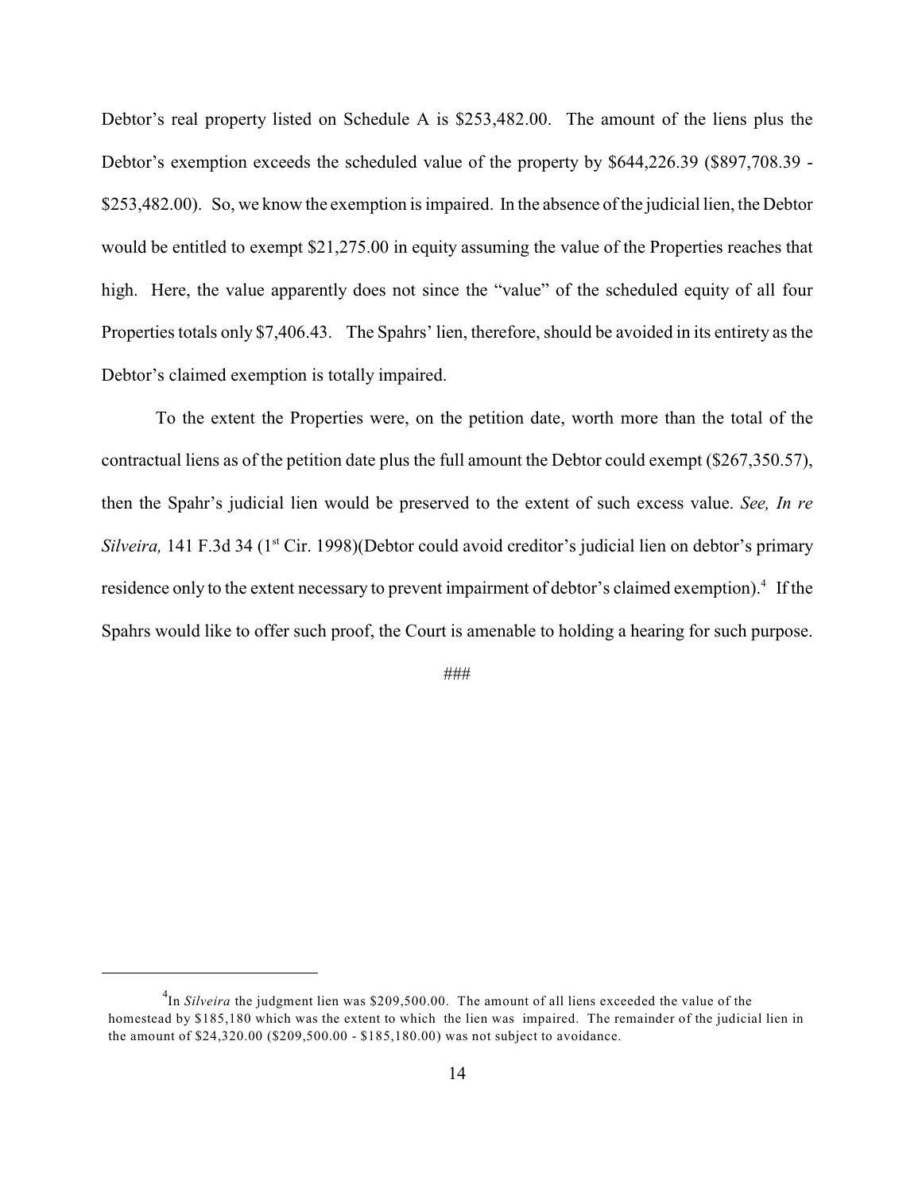Debtor's real property listed on Schedule A is $253,482.00. The amount of the liens plus the Debtor's exemption exceeds the scheduled value of the property by $644,226.39 ($897,708.39 - $253,482.00). So, we know the exemption is impaired. In the absence of the judicial lien, the Debtor would be entitled to exempt $21,275.00 in equity assuming the value of the Properties reaches that high. Here, the value apparently does not since the "value" of the scheduled equity of all four Properties totals only $7,406.43. The Spahrs' lien, therefore, should be avoided in its entirety as the Debtor's claimed exemption is totally impaired.

To the extent the Properties were, on the petition date, worth more than the total of the contractual liens as of the petition date plus the full amount the Debtor could exempt ($267,350.57), then the Spahr's judicial lien would be preserved to the extent of such excess value. *See, In re Silveira,* 141 F.3d 34 (1st Cir. 1998)(Debtor could avoid creditor's judicial lien on debtor's primary residence only to the extent necessary to prevent impairment of debtor's claimed exemption).[4] If the Spahrs would like to offer such proof, the Court is amenable to holding a hearing for such purpose.

###

---

[4] In *Silveira* the judgment lien was $209,500.00. The amount of all liens exceeded the value of the homestead by $185,180 which was the extent to which the lien was impaired. The remainder of the judicial lien in the amount of $24,320.00 ($209,500.00 - $185,180.00) was not subject to avoidance.